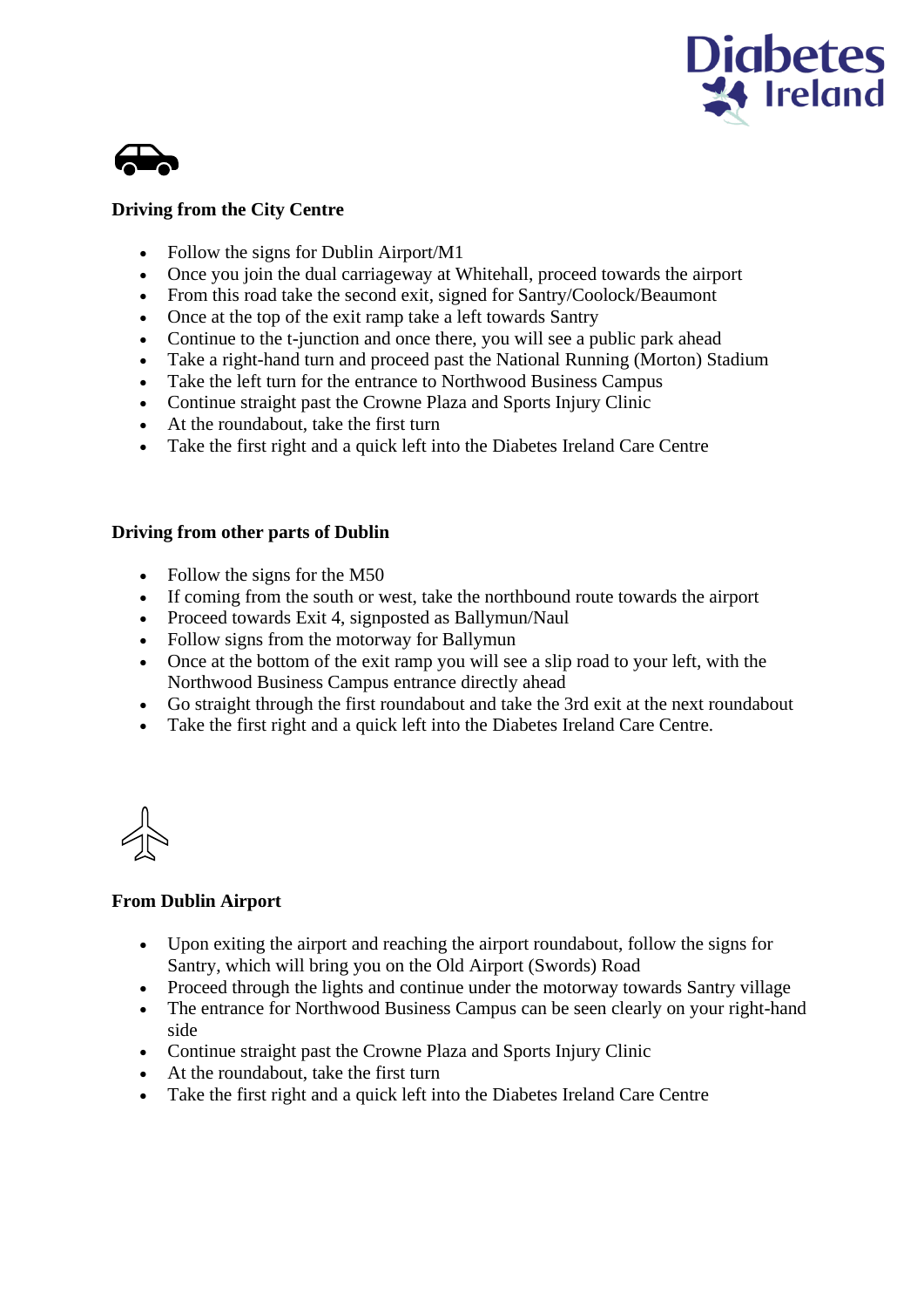**Driving from the City Centre**

- Follow the signs for Dublin Airport/M1
- Once you join the dual carriageway at Whitehall, proceed towards the airport
- From this road take the second exit, signed for Santry/Coolock/Beaumont
- Once at the top of the exit ramp take a left towards Santry
- Continue to the t-junction and once there, you will see a public park ahead
- Take a right-hand turn and proceed past the National Running (Morton) Stadium
- Take the left turn for the entrance to Northwood Business Campus
- Continue straight past the Crowne Plaza and Sports Injury Clinic
- At the roundabout, take the first turn
- Take the first right and a quick left into the Diabetes Ireland Care Centre

**Driving from other parts of Dublin**

- Follow the signs for the M50
- If coming from the south or west, take the northbound route towards the airport
- Proceed towards Exit 4, signposted as Ballymun/Naul
- Follow signs from the motorway for Ballymun
- Once at the bottom of the exit ramp you will see a slip road to your left, with the Northwood Business Campus entrance directly ahead
- Go straight through the first roundabout and take the 3rd exit at the next roundabout
- Take the first right and a quick left into the Diabetes Ireland Care Centre.

**From Dublin Airport**

- Upon exiting the airport and reaching the airport roundabout, follow the signs for Santry, which will bring you on the Old Airport (Swords) Road
- Proceed through the lights and continue under the motorway towards Santry village
- The entrance for Northwood Business Campus can be seen clearly on your right-hand side
- Continue straight past the Crowne Plaza and Sports Injury Clinic
- At the roundabout, take the first turn
- Take the first right and a quick left into the Diabetes Ireland Care Centre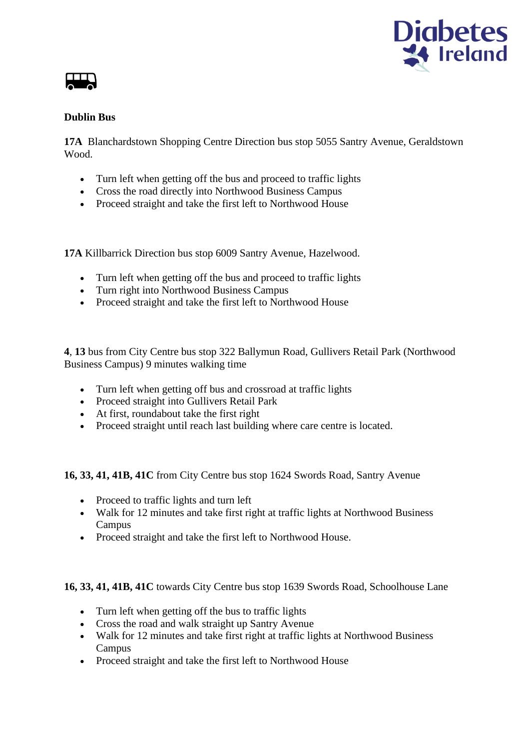**Dublin Bus**

**17A** Blanchardstown Shopping Centre Direction bus stop 5055 Santry Avenue, Geraldstown Wood.

- Turn left when getting off the bus and proceed to traffic lights
- Cross the road directly into Northwood Business Campus
- Proceed straight and take the first left to Northwood House

**17A** Killbarrick Direction bus stop 6009 Santry Avenue, Hazelwood.

- Turn left when getting off the bus and proceed to traffic lights
- Turn right into Northwood Business Campus
- Proceed straight and take the first left to Northwood House

**4**, **13** bus from City Centre bus stop 322 Ballymun Road, Gullivers Retail Park (Northwood Business Campus) 9 minutes walking time

- Turn left when getting off bus and crossroad at traffic lights
- Proceed straight into Gullivers Retail Park
- At first, roundabout take the first right
- Proceed straight until reach last building where care centre is located.

**16, 33, 41, 41B, 41C** from City Centre bus stop 1624 Swords Road, Santry Avenue

- Proceed to traffic lights and turn left
- Walk for 12 minutes and take first right at traffic lights at Northwood Business Campus
- Proceed straight and take the first left to Northwood House.

**16, 33, 41, 41B, 41C** towards City Centre bus stop 1639 Swords Road, Schoolhouse Lane

- Turn left when getting off the bus to traffic lights
- Cross the road and walk straight up Santry Avenue
- Walk for 12 minutes and take first right at traffic lights at Northwood Business Campus
- Proceed straight and take the first left to Northwood House